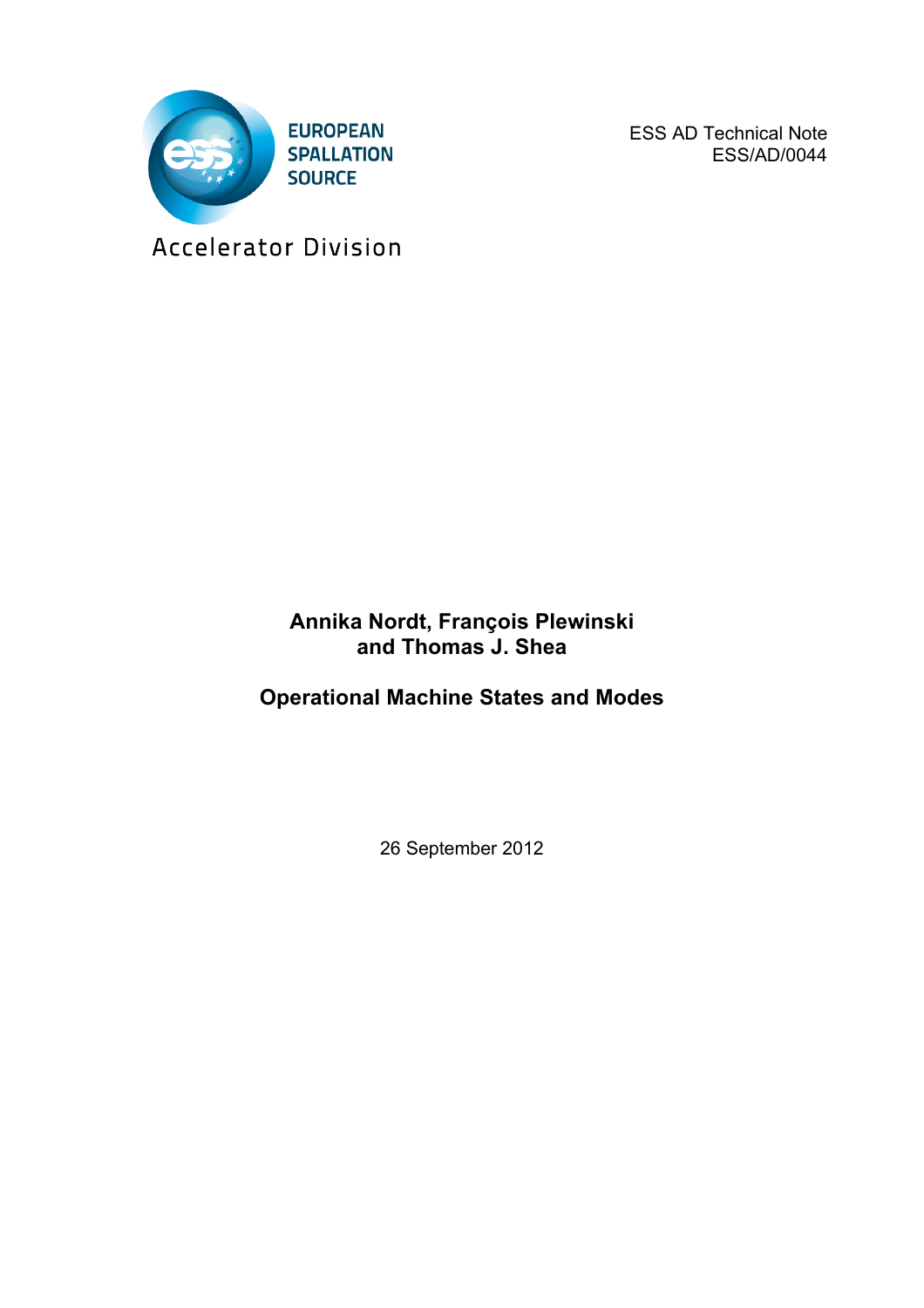EUROPEAN SPALLATION SOURCE

Accelerator Division

ESS AD Technical Note
ESS/AD/0044

**Annika Nordt, François Plewinski and Thomas J. Shea**

# Operational Machine States and Modes

26 September 2012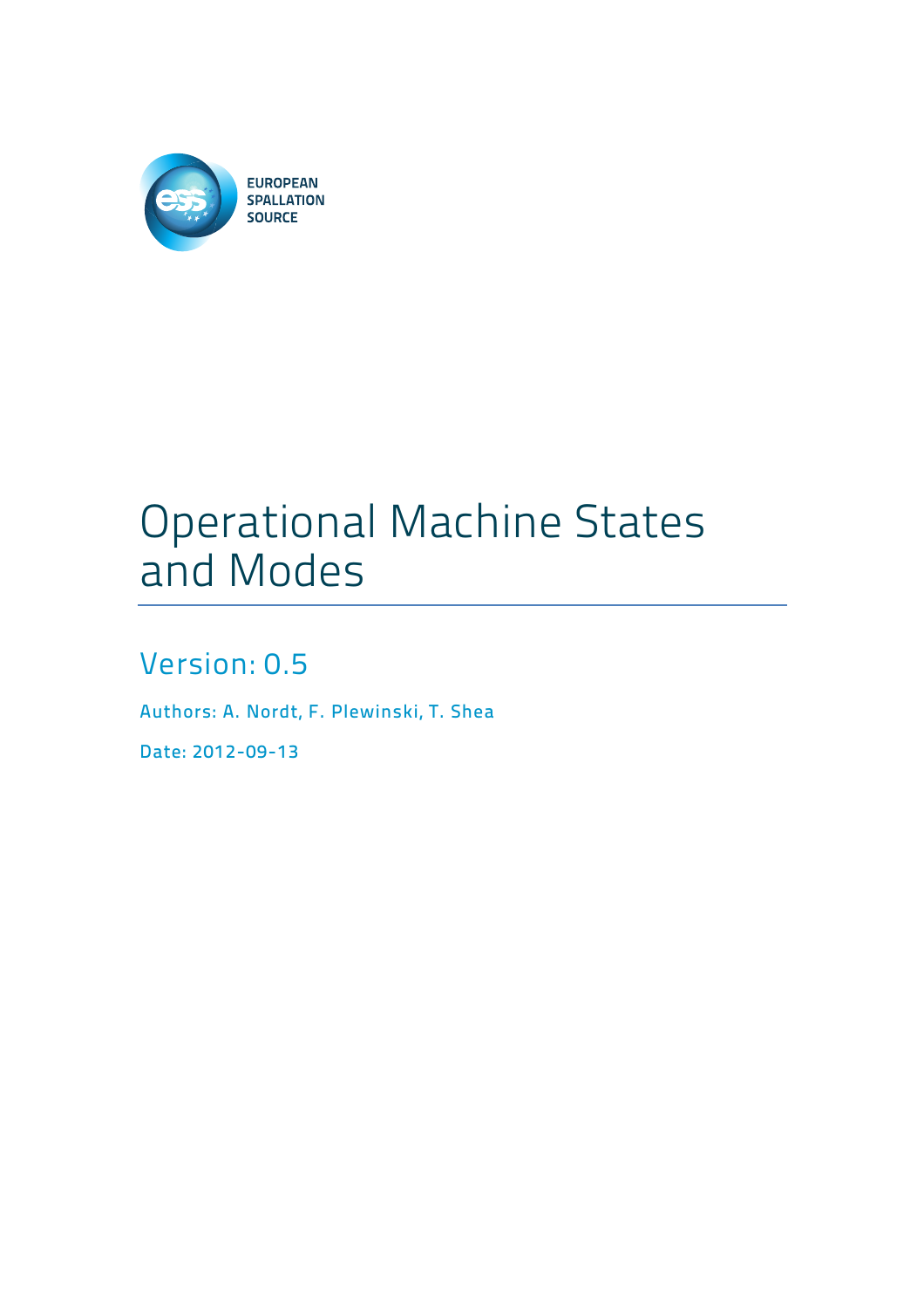EUROPEAN
SPALLATION
SOURCE

# Operational Machine States and Modes

## Version: 0.5

Authors: A. Nordt, F. Plewinski, T. Shea

Date: 2012-09-13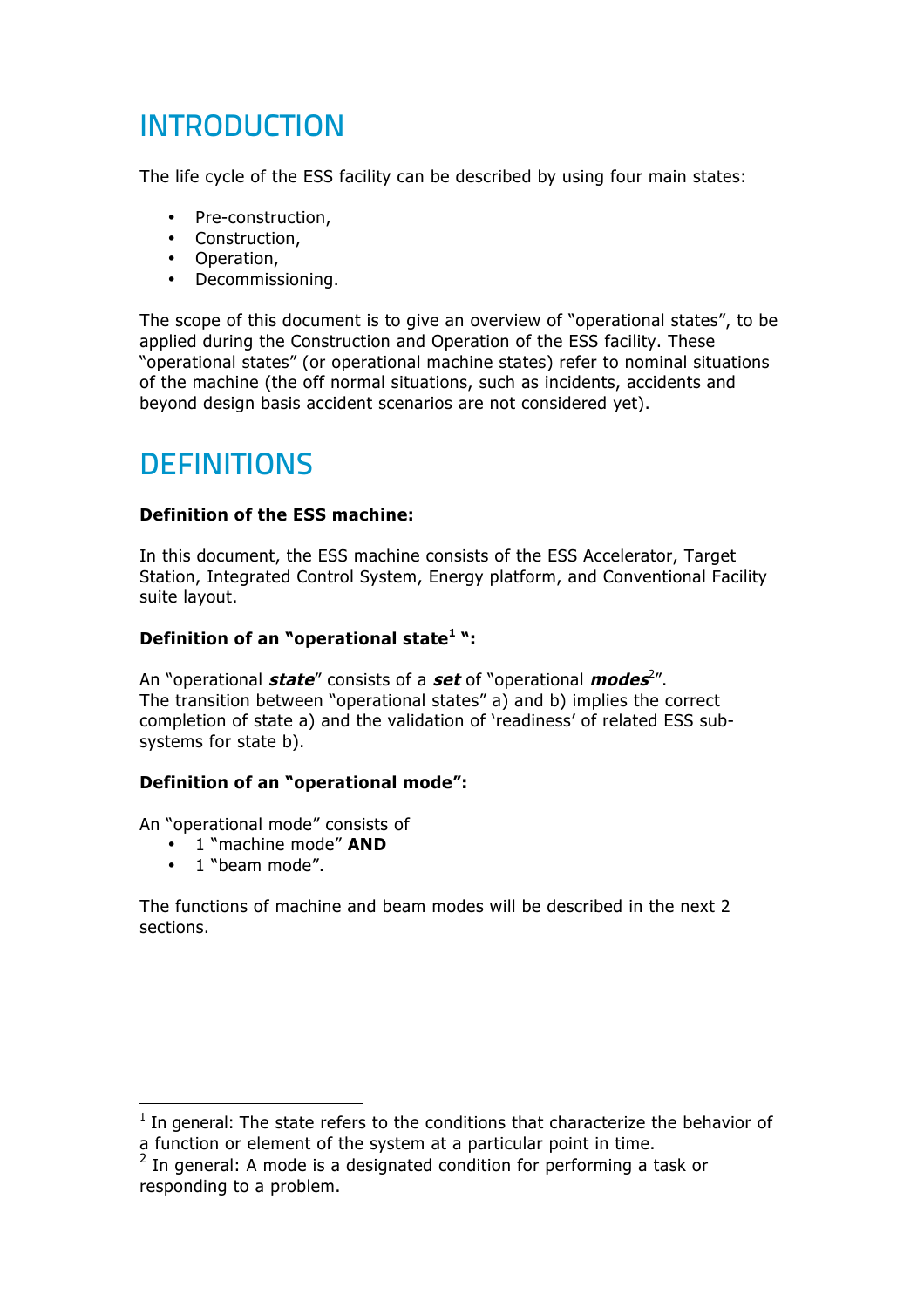# INTRODUCTION

The life cycle of the ESS facility can be described by using four main states:

- Pre-construction,
- Construction,
- Operation,
- Decommissioning.

The scope of this document is to give an overview of "operational states", to be applied during the Construction and Operation of the ESS facility. These "operational states" (or operational machine states) refer to nominal situations of the machine (the off normal situations, such as incidents, accidents and beyond design basis accident scenarios are not considered yet).

# DEFINITIONS

**Definition of the ESS machine:**

In this document, the ESS machine consists of the ESS Accelerator, Target Station, Integrated Control System, Energy platform, and Conventional Facility suite layout.

**Definition of an "operational state[1] ":**

An "operational ***state***" consists of a ***set*** of "operational ***modes***[2]".
The transition between "operational states" a) and b) implies the correct completion of state a) and the validation of 'readiness' of related ESS sub-systems for state b).

**Definition of an "operational mode":**

An "operational mode" consists of

- 1 "machine mode" **AND**
- 1 "beam mode".

The functions of machine and beam modes will be described in the next 2 sections.

---

[1] In general: The state refers to the conditions that characterize the behavior of a function or element of the system at a particular point in time.

[2] In general: A mode is a designated condition for performing a task or responding to a problem.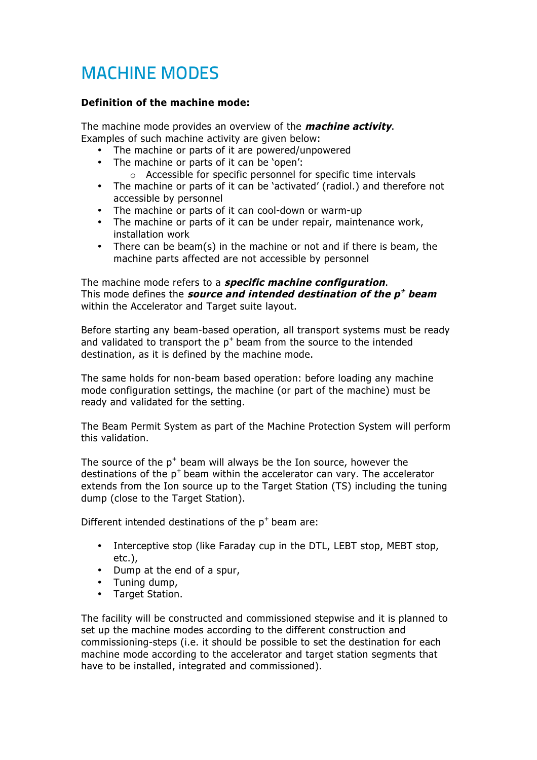# MACHINE MODES

**Definition of the machine mode:**

The machine mode provides an overview of the ***machine activity***.
Examples of such machine activity are given below:

- The machine or parts of it are powered/unpowered
- The machine or parts of it can be 'open':
  - Accessible for specific personnel for specific time intervals
- The machine or parts of it can be 'activated' (radiol.) and therefore not accessible by personnel
- The machine or parts of it can cool-down or warm-up
- The machine or parts of it can be under repair, maintenance work, installation work
- There can be beam(s) in the machine or not and if there is beam, the machine parts affected are not accessible by personnel

The machine mode refers to a ***specific machine configuration***.
This mode defines the ***source and intended destination of the $p^+$ beam*** within the Accelerator and Target suite layout.

Before starting any beam-based operation, all transport systems must be ready and validated to transport the $p^+$ beam from the source to the intended destination, as it is defined by the machine mode.

The same holds for non-beam based operation: before loading any machine mode configuration settings, the machine (or part of the machine) must be ready and validated for the setting.

The Beam Permit System as part of the Machine Protection System will perform this validation.

The source of the $p^+$ beam will always be the Ion source, however the destinations of the $p^+$ beam within the accelerator can vary. The accelerator extends from the Ion source up to the Target Station (TS) including the tuning dump (close to the Target Station).

Different intended destinations of the $p^+$ beam are:

- Interceptive stop (like Faraday cup in the DTL, LEBT stop, MEBT stop, etc.),
- Dump at the end of a spur,
- Tuning dump,
- Target Station.

The facility will be constructed and commissioned stepwise and it is planned to set up the machine modes according to the different construction and commissioning-steps (i.e. it should be possible to set the destination for each machine mode according to the accelerator and target station segments that have to be installed, integrated and commissioned).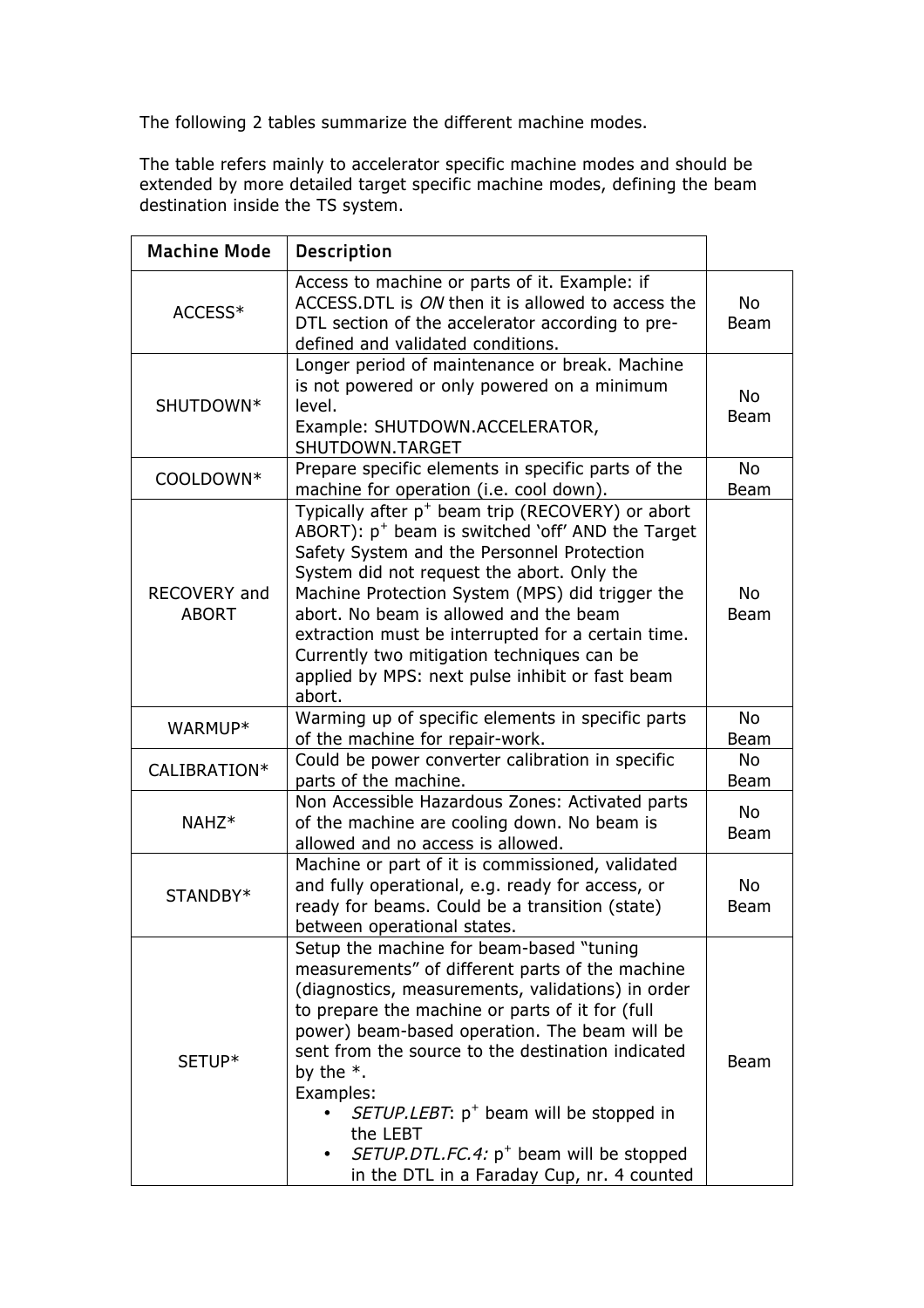The following 2 tables summarize the different machine modes.

The table refers mainly to accelerator specific machine modes and should be extended by more detailed target specific machine modes, defining the beam destination inside the TS system.

| Machine Mode | Description | |
|---|---|---|
| ACCESS* | Access to machine or parts of it. Example: if ACCESS.DTL is *ON* then it is allowed to access the DTL section of the accelerator according to pre-defined and validated conditions. | No Beam |
| SHUTDOWN* | Longer period of maintenance or break. Machine is not powered or only powered on a minimum level.<br>Example: SHUTDOWN.ACCELERATOR, SHUTDOWN.TARGET | No Beam |
| COOLDOWN* | Prepare specific elements in specific parts of the machine for operation (i.e. cool down). | No Beam |
| RECOVERY and ABORT | Typically after $p^+$ beam trip (RECOVERY) or abort ABORT): $p^+$ beam is switched 'off' AND the Target Safety System and the Personnel Protection System did not request the abort. Only the Machine Protection System (MPS) did trigger the abort. No beam is allowed and the beam extraction must be interrupted for a certain time. Currently two mitigation techniques can be applied by MPS: next pulse inhibit or fast beam abort. | No Beam |
| WARMUP* | Warming up of specific elements in specific parts of the machine for repair-work. | No Beam |
| CALIBRATION* | Could be power converter calibration in specific parts of the machine. | No Beam |
| NAHZ* | Non Accessible Hazardous Zones: Activated parts of the machine are cooling down. No beam is allowed and no access is allowed. | No Beam |
| STANDBY* | Machine or part of it is commissioned, validated and fully operational, e.g. ready for access, or ready for beams. Could be a transition (state) between operational states. | No Beam |
| SETUP* | Setup the machine for beam-based "tuning measurements" of different parts of the machine (diagnostics, measurements, validations) in order to prepare the machine or parts of it for (full power) beam-based operation. The beam will be sent from the source to the destination indicated by the *.<br>Examples:<br>• *SETUP.LEBT*: $p^+$ beam will be stopped in the LEBT<br>• *SETUP.DTL.FC.4:* $p^+$ beam will be stopped in the DTL in a Faraday Cup, nr. 4 counted | Beam |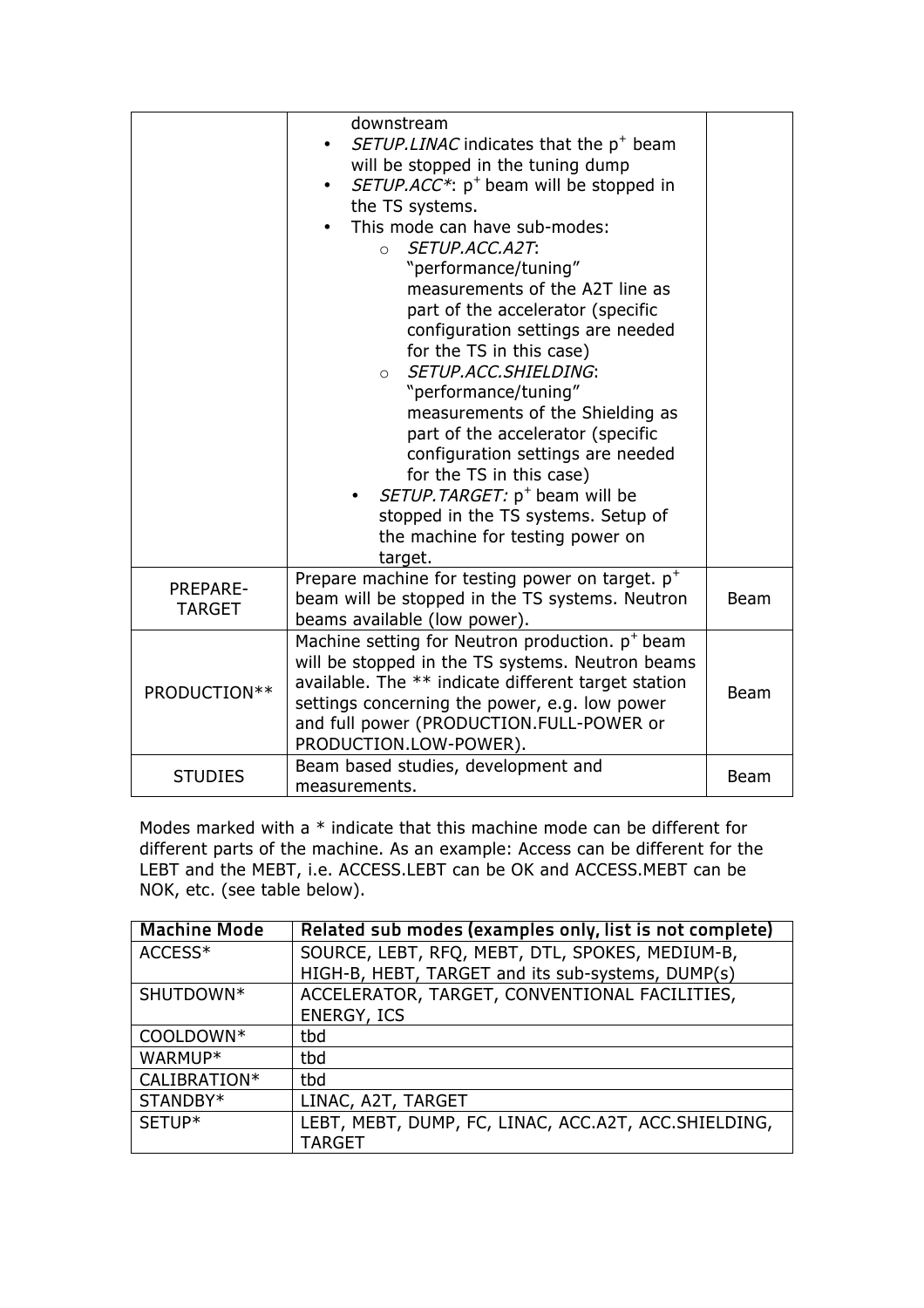| | | |
|---|---|---|
| | downstream<br>• *SETUP.LINAC* indicates that the $p^+$ beam will be stopped in the tuning dump<br>• *SETUP.ACC**: $p^+$ beam will be stopped in the TS systems.<br>• This mode can have sub-modes:<br>  o *SETUP.ACC.A2T*: "performance/tuning" measurements of the A2T line as part of the accelerator (specific configuration settings are needed for the TS in this case)<br>  o *SETUP.ACC.SHIELDING*: "performance/tuning" measurements of the Shielding as part of the accelerator (specific configuration settings are needed for the TS in this case)<br>• *SETUP.TARGET:* $p^+$ beam will be stopped in the TS systems. Setup of the machine for testing power on target. | |
| PREPARE-TARGET | Prepare machine for testing power on target. $p^+$ beam will be stopped in the TS systems. Neutron beams available (low power). | Beam |
| PRODUCTION** | Machine setting for Neutron production. $p^+$ beam will be stopped in the TS systems. Neutron beams available. The ** indicate different target station settings concerning the power, e.g. low power and full power (PRODUCTION.FULL-POWER or PRODUCTION.LOW-POWER). | Beam |
| STUDIES | Beam based studies, development and measurements. | Beam |

Modes marked with a * indicate that this machine mode can be different for different parts of the machine. As an example: Access can be different for the LEBT and the MEBT, i.e. ACCESS.LEBT can be OK and ACCESS.MEBT can be NOK, etc. (see table below).

| Machine Mode | Related sub modes (examples only, list is not complete) |
|---|---|
| ACCESS* | SOURCE, LEBT, RFQ, MEBT, DTL, SPOKES, MEDIUM-B, HIGH-B, HEBT, TARGET and its sub-systems, DUMP(s) |
| SHUTDOWN* | ACCELERATOR, TARGET, CONVENTIONAL FACILITIES, ENERGY, ICS |
| COOLDOWN* | tbd |
| WARMUP* | tbd |
| CALIBRATION* | tbd |
| STANDBY* | LINAC, A2T, TARGET |
| SETUP* | LEBT, MEBT, DUMP, FC, LINAC, ACC.A2T, ACC.SHIELDING, TARGET |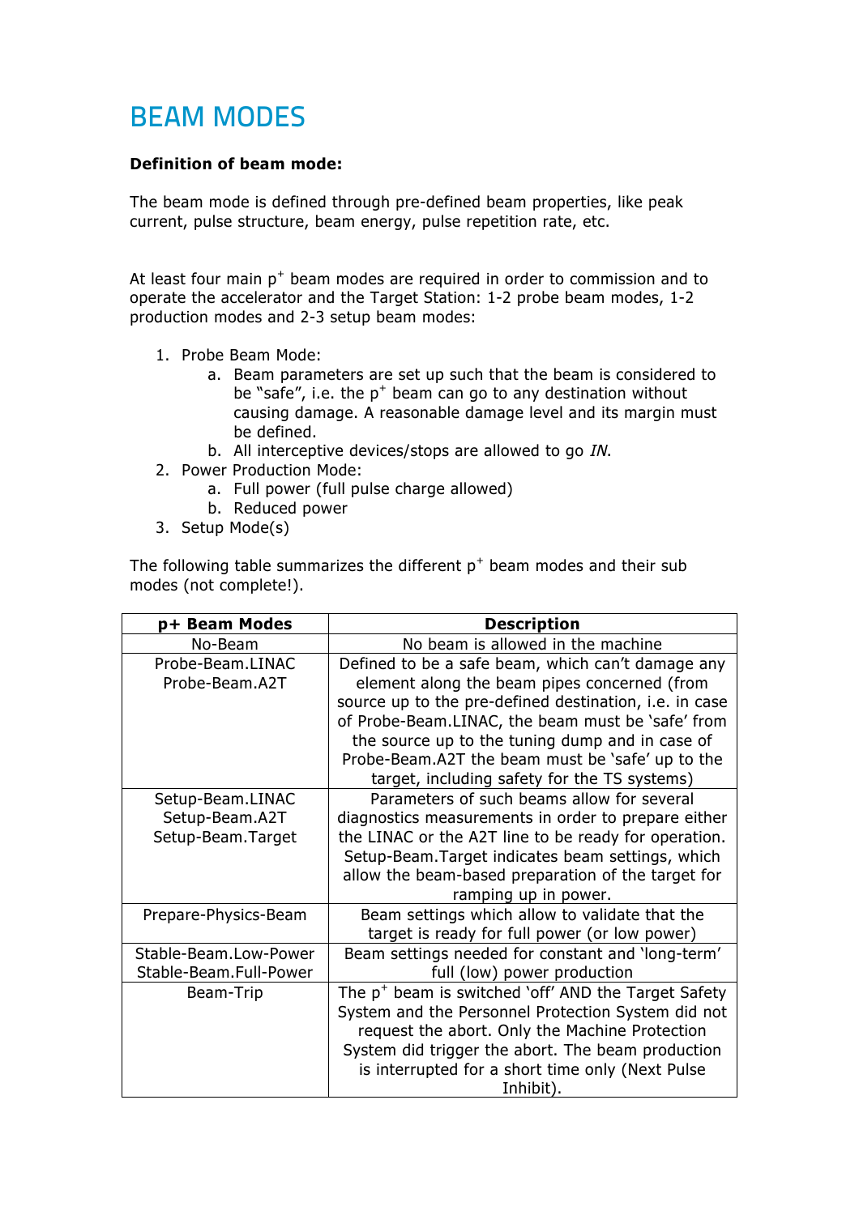# BEAM MODES

**Definition of beam mode:**

The beam mode is defined through pre-defined beam properties, like peak current, pulse structure, beam energy, pulse repetition rate, etc.

At least four main $p^+$ beam modes are required in order to commission and to operate the accelerator and the Target Station: 1-2 probe beam modes, 1-2 production modes and 2-3 setup beam modes:

1. Probe Beam Mode:
   a. Beam parameters are set up such that the beam is considered to be "safe", i.e. the $p^+$ beam can go to any destination without causing damage. A reasonable damage level and its margin must be defined.
   b. All interceptive devices/stops are allowed to go *IN*.
2. Power Production Mode:
   a. Full power (full pulse charge allowed)
   b. Reduced power
3. Setup Mode(s)

The following table summarizes the different $p^+$ beam modes and their sub modes (not complete!).

| p+ Beam Modes | Description |
| --- | --- |
| No-Beam | No beam is allowed in the machine |
| Probe-Beam.LINAC<br>Probe-Beam.A2T | Defined to be a safe beam, which can't damage any element along the beam pipes concerned (from source up to the pre-defined destination, i.e. in case of Probe-Beam.LINAC, the beam must be 'safe' from the source up to the tuning dump and in case of Probe-Beam.A2T the beam must be 'safe' up to the target, including safety for the TS systems) |
| Setup-Beam.LINAC<br>Setup-Beam.A2T<br>Setup-Beam.Target | Parameters of such beams allow for several diagnostics measurements in order to prepare either the LINAC or the A2T line to be ready for operation. Setup-Beam.Target indicates beam settings, which allow the beam-based preparation of the target for ramping up in power. |
| Prepare-Physics-Beam | Beam settings which allow to validate that the target is ready for full power (or low power) |
| Stable-Beam.Low-Power<br>Stable-Beam.Full-Power | Beam settings needed for constant and 'long-term' full (low) power production |
| Beam-Trip | The $p^+$ beam is switched 'off' AND the Target Safety System and the Personnel Protection System did not request the abort. Only the Machine Protection System did trigger the abort. The beam production is interrupted for a short time only (Next Pulse Inhibit). |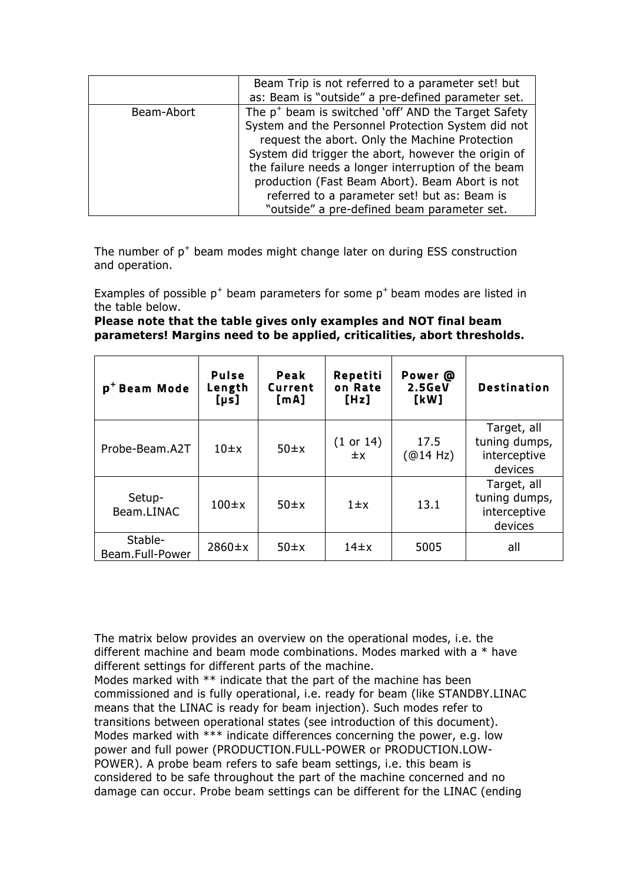| | |
|---|---|
| | Beam Trip is not referred to a parameter set! but as: Beam is "outside" a pre-defined parameter set. |
| Beam-Abort | The $p^+$ beam is switched 'off' AND the Target Safety System and the Personnel Protection System did not request the abort. Only the Machine Protection System did trigger the abort, however the origin of the failure needs a longer interruption of the beam production (Fast Beam Abort). Beam Abort is not referred to a parameter set! but as: Beam is "outside" a pre-defined beam parameter set. |

The number of $p^+$ beam modes might change later on during ESS construction and operation.

Examples of possible $p^+$ beam parameters for some $p^+$ beam modes are listed in the table below.

**Please note that the table gives only examples and NOT final beam parameters! Margins need to be applied, criticalities, abort thresholds.**

| $p^+$ Beam Mode | Pulse Length [μs] | Peak Current [mA] | Repetition Rate [Hz] | Power @ 2.5GeV [kW] | Destination |
|---|---|---|---|---|---|
| Probe-Beam.A2T | 10±x | 50±x | (1 or 14) ±x | 17.5 (@14 Hz) | Target, all tuning dumps, interceptive devices |
| Setup-Beam.LINAC | 100±x | 50±x | 1±x | 13.1 | Target, all tuning dumps, interceptive devices |
| Stable-Beam.Full-Power | 2860±x | 50±x | 14±x | 5005 | all |

The matrix below provides an overview on the operational modes, i.e. the different machine and beam mode combinations. Modes marked with a * have different settings for different parts of the machine.
Modes marked with ** indicate that the part of the machine has been commissioned and is fully operational, i.e. ready for beam (like STANDBY.LINAC means that the LINAC is ready for beam injection). Such modes refer to transitions between operational states (see introduction of this document).
Modes marked with *** indicate differences concerning the power, e.g. low power and full power (PRODUCTION.FULL-POWER or PRODUCTION.LOW-POWER). A probe beam refers to safe beam settings, i.e. this beam is considered to be safe throughout the part of the machine concerned and no damage can occur. Probe beam settings can be different for the LINAC (ending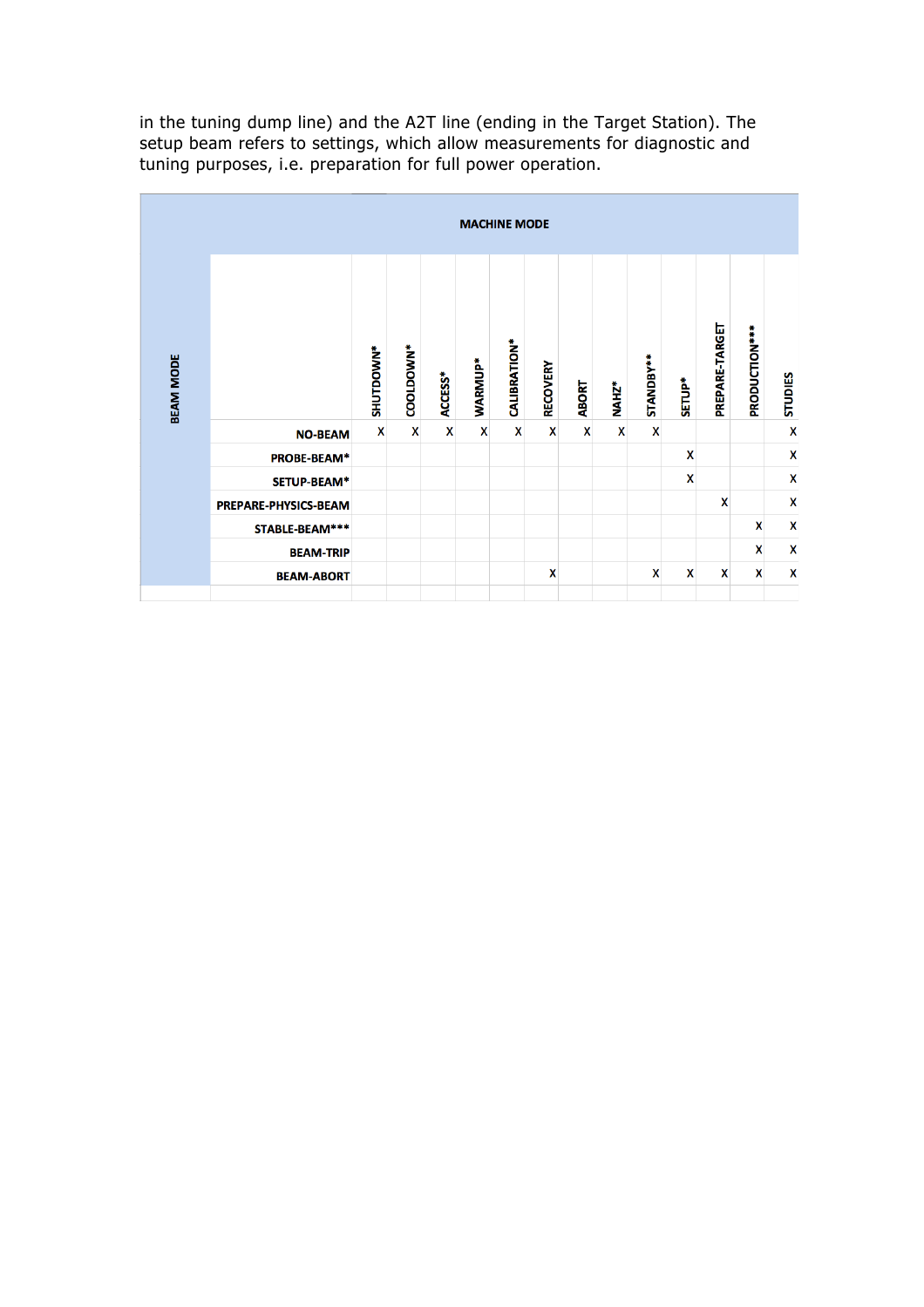in the tuning dump line) and the A2T line (ending in the Target Station). The setup beam refers to settings, which allow measurements for diagnostic and tuning purposes, i.e. preparation for full power operation.

| BEAM MODE | MACHINE MODE | | | | | | | | | | | | |
|---|---|---|---|---|---|---|---|---|---|---|---|---|---|
| | SHUTDOWN* | COOLDOWN* | ACCESS* | WARMUP* | CALIBRATION* | RECOVERY | ABORT | NAHZ* | STANDBY** | SETUP* | PREPARE-TARGET | PRODUCTION*** | STUDIES |
| NO-BEAM | x | x | x | x | x | x | x | x | x | | | | x |
| PROBE-BEAM* | | | | | | | | | | x | | | x |
| SETUP-BEAM* | | | | | | | | | | x | | | x |
| PREPARE-PHYSICS-BEAM | | | | | | | | | | | x | | x |
| STABLE-BEAM*** | | | | | | | | | | | | x | x |
| BEAM-TRIP | | | | | | | | | | | | x | x |
| BEAM-ABORT | | | | | | x | | | x | x | x | x | x |